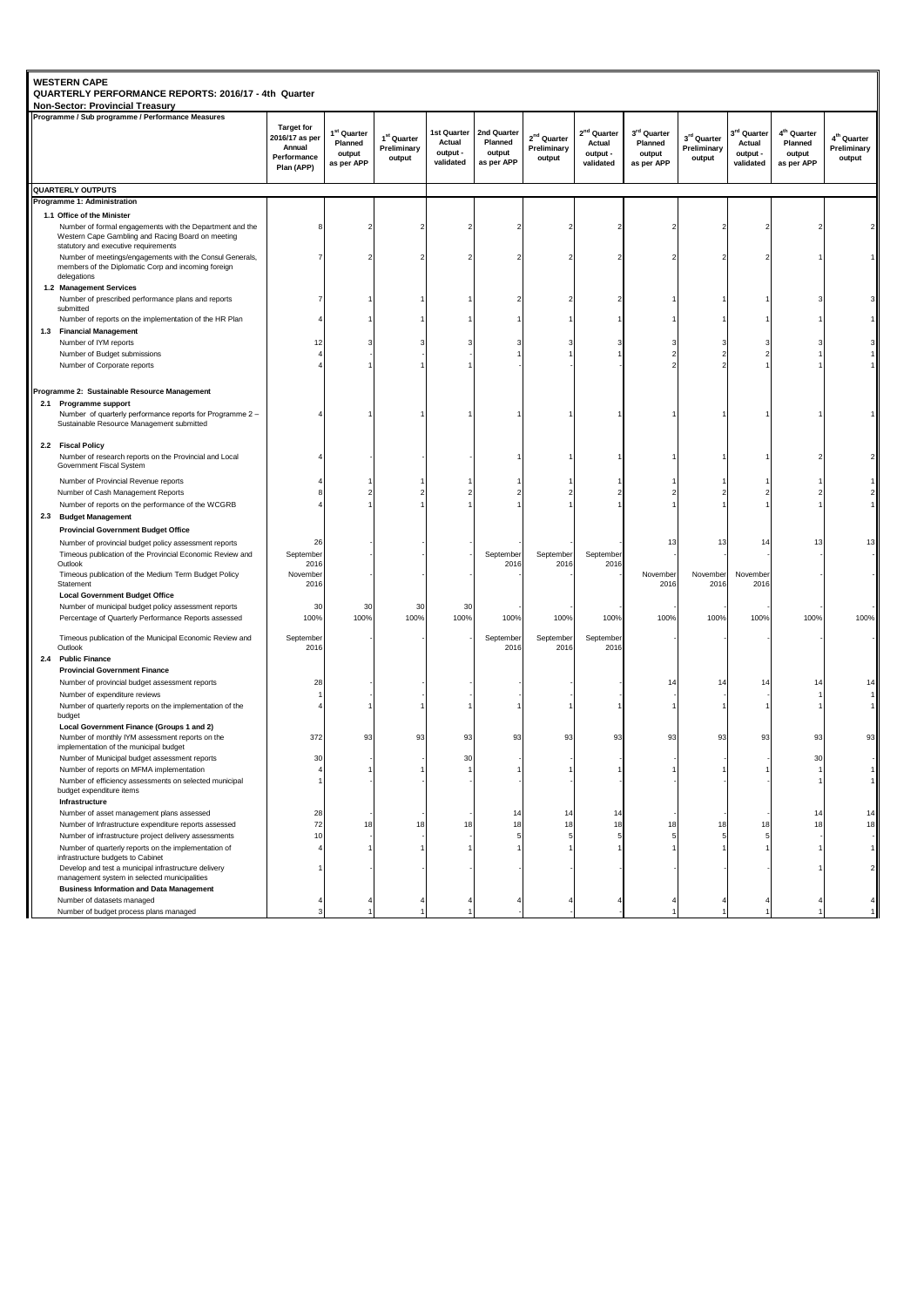# WESTERN CAPE

## QUARTERLY PERFORMANCE REPORTS: 2016/17 - 4th Quarter

### Non-Sector: Provincial Treasury

| Programme / Sub programme / Performance Measures | Target for 2016/17 as per Annual Performance Plan (APP) | 1st Quarter Planned output as per APP | 1st Quarter Preliminary output | 1st Quarter Actual output - validated | 2nd Quarter Planned output as per APP | 2nd Quarter Preliminary output | 2nd Quarter Actual output - validated | 3rd Quarter Planned output as per APP | 3rd Quarter Preliminary output | 3rd Quarter Actual output - validated | 4th Quarter Planned output as per APP | 4th Quarter Preliminary output |
|---|---|---|---|---|---|---|---|---|---|---|---|---|
| **QUARTERLY OUTPUTS** | | | | | | | | | | | | |
| **Programme 1: Administration** | | | | | | | | | | | | |
| **1.1 Office of the Minister** | | | | | | | | | | | | |
| Number of formal engagements with the Department and the Western Cape Gambling and Racing Board on meeting statutory and executive requirements | 8 | 2 | 2 | 2 | 2 | 2 | 2 | 2 | 2 | 2 | 2 | 2 |
| Number of meetings/engagements with the Consul Generals, members of the Diplomatic Corp and incoming foreign delegations | 7 | 2 | 2 | 2 | 2 | 2 | 2 | 2 | 2 | 2 | 1 | 1 |
| **1.2 Management Services** | | | | | | | | | | | | |
| Number of prescribed performance plans and reports submitted | 7 | 1 | 1 | 1 | 2 | 2 | 2 | 1 | 1 | 1 | 3 | 3 |
| Number of reports on the implementation of the HR Plan | 4 | 1 | 1 | 1 | 1 | 1 | 1 | 1 | 1 | 1 | 1 | 1 |
| **1.3 Financial Management** | | | | | | | | | | | | |
| Number of IYM reports | 12 | 3 | 3 | 3 | 3 | 3 | 3 | 3 | 3 | 3 | 3 | 3 |
| Number of Budget submissions | 4 | - | - | - | 1 | 1 | 1 | 2 | 2 | 2 | 1 | 1 |
| Number of Corporate reports | 4 | 1 | 1 | 1 | - | - | - | 2 | 2 | 1 | 1 | 1 |
| **Programme 2: Sustainable Resource Management** | | | | | | | | | | | | |
| **2.1 Programme support** | | | | | | | | | | | | |
| Number of quarterly performance reports for Programme 2 – Sustainable Resource Management submitted | 4 | 1 | 1 | 1 | 1 | 1 | 1 | 1 | 1 | 1 | 1 | 1 |
| **2.2 Fiscal Policy** | | | | | | | | | | | | |
| Number of research reports on the Provincial and Local Government Fiscal System | 4 | - | - | - | 1 | 1 | 1 | 1 | 1 | 1 | 2 | 2 |
| Number of Provincial Revenue reports | 4 | 1 | 1 | 1 | 1 | 1 | 1 | 1 | 1 | 1 | 1 | 1 |
| Number of Cash Management Reports | 8 | 2 | 2 | 2 | 2 | 2 | 2 | 2 | 2 | 2 | 2 | 2 |
| Number of reports on the performance of the WCGRB | 4 | 1 | 1 | 1 | 1 | 1 | 1 | 1 | 1 | 1 | 1 | 1 |
| **2.3 Budget Management** | | | | | | | | | | | | |
| **Provincial Government Budget Office** | | | | | | | | | | | | |
| Number of provincial budget policy assessment reports | 26 | - | - | - | - | - | - | 13 | 13 | 14 | 13 | 13 |
| Timeous publication of the Provincial Economic Review and Outlook | September 2016 | - | - | - | September 2016 | September 2016 | September 2016 | - | - | - | - | - |
| Timeous publication of the Medium Term Budget Policy Statement | November 2016 | - | - | - | - | - | - | November 2016 | November 2016 | November 2016 | - | - |
| **Local Government Budget Office** | | | | | | | | | | | | |
| Number of municipal budget policy assessment reports | 30 | 30 | 30 | 30 | - | - | - | - | - | - | - | - |
| Percentage of Quarterly Performance Reports assessed | 100% | 100% | 100% | 100% | 100% | 100% | 100% | 100% | 100% | 100% | 100% | 100% |
| Timeous publication of the Municipal Economic Review and Outlook | September 2016 | - | - | - | September 2016 | September 2016 | September 2016 | - | - | - | - | - |
| **2.4 Public Finance** | | | | | | | | | | | | |
| **Provincial Government Finance** | | | | | | | | | | | | |
| Number of provincial budget assessment reports | 28 | - | - | - | - | - | - | 14 | 14 | 14 | 14 | 14 |
| Number of expenditure reviews | 1 | - | - | - | - | - | - | - | - | - | 1 | 1 |
| Number of quarterly reports on the implementation of the budget | 4 | 1 | 1 | 1 | 1 | 1 | 1 | 1 | 1 | 1 | 1 | 1 |
| **Local Government Finance (Groups 1 and 2)** | | | | | | | | | | | | |
| Number of monthly IYM assessment reports on the implementation of the municipal budget | 372 | 93 | 93 | 93 | 93 | 93 | 93 | 93 | 93 | 93 | 93 | 93 |
| Number of Municipal budget assessment reports | 30 | - | - | 30 | - | - | - | - | - | - | 30 | - |
| Number of reports on MFMA implementation | 4 | 1 | 1 | 1 | 1 | 1 | 1 | 1 | 1 | 1 | 1 | 1 |
| Number of efficiency assessments on selected municipal budget expenditure items | 1 | - | - | - | - | - | - | - | - | - | 1 | 1 |
| **Infrastructure** | | | | | | | | | | | | |
| Number of asset management plans assessed | 28 | - | - | - | 14 | 14 | 14 | - | - | - | 14 | 14 |
| Number of infrastructure expenditure reports assessed | 72 | 18 | 18 | 18 | 18 | 18 | 18 | 18 | 18 | 18 | 18 | 18 |
| Number of infrastructure project delivery assessments | 10 | - | - | - | 5 | 5 | 5 | 5 | 5 | 5 | - | - |
| Number of quarterly reports on the implementation of infrastructure budgets to Cabinet | 4 | 1 | 1 | 1 | 1 | 1 | 1 | 1 | 1 | 1 | 1 | 1 |
| Develop and test a municipal infrastructure delivery management system in selected municipalities | 1 | - | - | - | - | - | - | - | - | - | 1 | 2 |
| **Business Information and Data Management** | | | | | | | | | | | | |
| Number of datasets managed | 4 | 4 | 4 | 4 | 4 | 4 | 4 | 4 | 4 | 4 | 4 | 4 |
| Number of budget process plans managed | 3 | 1 | 1 | 1 | - | - | - | 1 | 1 | 1 | 1 | 1 |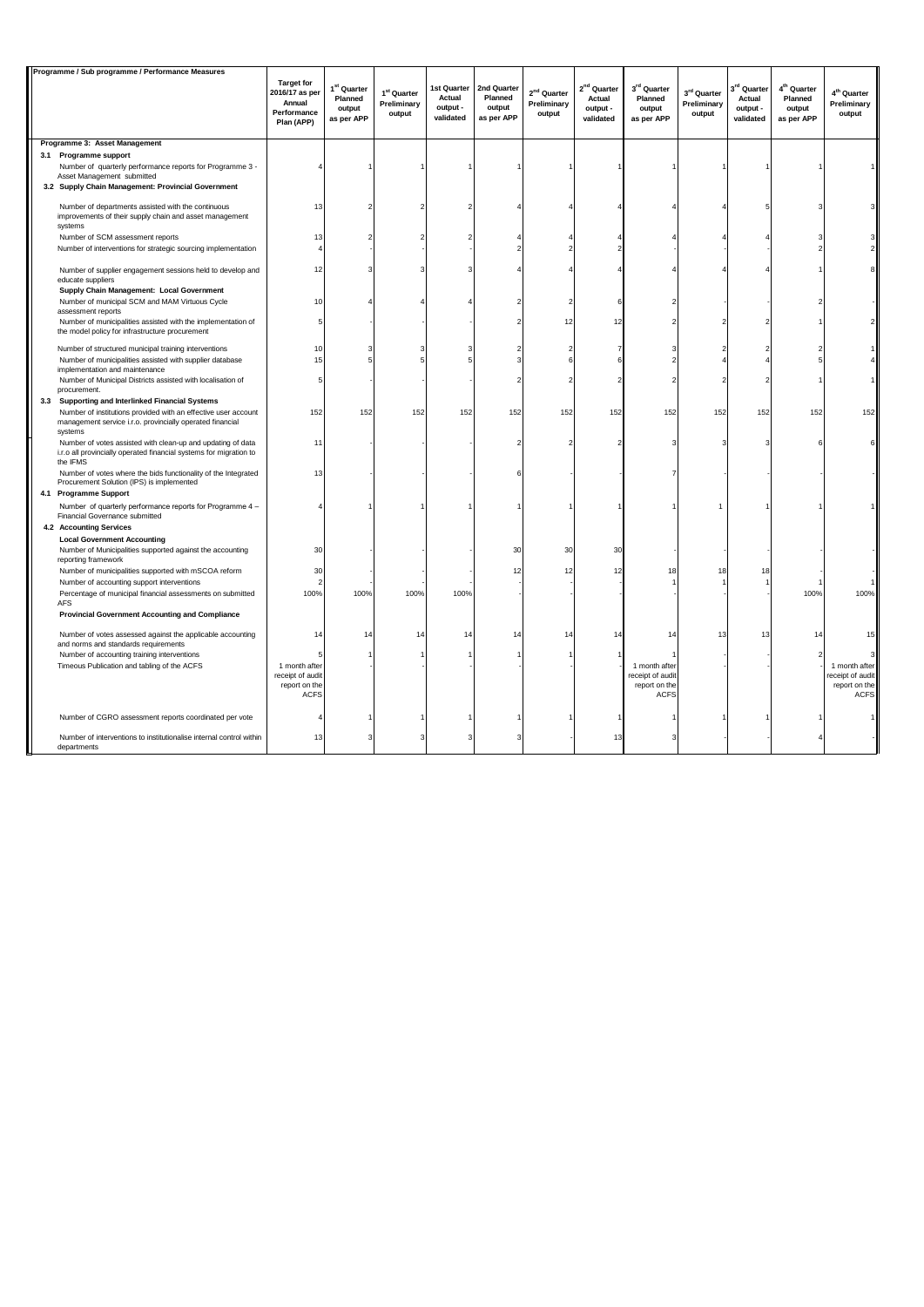| Programme / Sub programme / Performance Measures | Target for 2016/17 as per Annual Performance Plan (APP) | 1st Quarter Planned output as per APP | 1st Quarter Preliminary output | 1st Quarter Actual output - validated | 2nd Quarter Planned output as per APP | 2nd Quarter Preliminary output | 2nd Quarter Actual output - validated | 3rd Quarter Planned output as per APP | 3rd Quarter Preliminary output | 3rd Quarter Actual output - validated | 4th Quarter Planned output as per APP | 4th Quarter Preliminary output |
|---|---|---|---|---|---|---|---|---|---|---|---|---|
| **Programme 3: Asset Management** | | | | | | | | | | | | |
| **3.1 Programme support** | | | | | | | | | | | | |
| Number of quarterly performance reports for Programme 3 - Asset Management submitted | 4 | 1 | 1 | 1 | 1 | 1 | 1 | 1 | 1 | 1 | 1 | 1 |
| **3.2 Supply Chain Management: Provincial Government** | | | | | | | | | | | | |
| Number of departments assisted with the continuous improvements of their supply chain and asset management systems | 13 | 2 | 2 | 2 | 4 | 4 | 4 | 4 | 4 | 5 | 3 | 3 |
| Number of SCM assessment reports | 13 | 2 | 2 | 2 | 4 | 4 | 4 | 4 | 4 | 4 | 3 | 3 |
| Number of interventions for strategic sourcing implementation | 4 | - | - | - | 2 | 2 | 2 | - | - | - | 2 | 2 |
| Number of supplier engagement sessions held to develop and educate suppliers | 12 | 3 | 3 | 3 | 4 | 4 | 4 | 4 | 4 | 4 | 1 | 8 |
| **Supply Chain Management: Local Government** | | | | | | | | | | | | |
| Number of municipal SCM and MAM Virtuous Cycle assessment reports | 10 | 4 | 4 | 4 | 2 | 2 | 6 | 2 | - | - | 2 | - |
| Number of municipalities assisted with the implementation of the model policy for infrastructure procurement | 5 | - | - | - | 2 | 12 | 12 | 2 | 2 | 2 | 1 | 2 |
| Number of structured municipal training interventions | 10 | 3 | 3 | 3 | 2 | 2 | 7 | 3 | 2 | 2 | 2 | 1 |
| Number of municipalities assisted with supplier database implementation and maintenance | 15 | 5 | 5 | 5 | 3 | 6 | 6 | 2 | 4 | 4 | 5 | 4 |
| Number of Municipal Districts assisted with localisation of procurement. | 5 | - | - | - | 2 | 2 | 2 | 2 | 2 | 2 | 1 | 1 |
| **3.3 Supporting and Interlinked Financial Systems** | | | | | | | | | | | | |
| Number of institutions provided with an effective user account management service i.r.o. provincially operated financial systems | 152 | 152 | 152 | 152 | 152 | 152 | 152 | 152 | 152 | 152 | 152 | 152 |
| Number of votes assisted with clean-up and updating of data i.r.o all provincially operated financial systems for migration to the IFMS | 11 | - | - | - | 2 | 2 | 2 | 3 | 3 | 3 | 6 | 6 |
| Number of votes where the bids functionality of the Integrated Procurement Solution (IPS) is implemented | 13 | - | - | - | 6 | - | - | 7 | - | - | - | - |
| **4.1 Programme Support** | | | | | | | | | | | | |
| Number of quarterly performance reports for Programme 4 – Financial Governance submitted | 4 | 1 | 1 | 1 | 1 | 1 | 1 | 1 | 1 | 1 | 1 | 1 |
| **4.2 Accounting Services** | | | | | | | | | | | | |
| **Local Government Accounting** | | | | | | | | | | | | |
| Number of Municipalities supported against the accounting reporting framework | 30 | - | - | - | 30 | 30 | 30 | - | - | - | - | - |
| Number of municipalities supported with mSCOA reform | 30 | - | - | - | 12 | 12 | 12 | 18 | 18 | 18 | - | - |
| Number of accounting support interventions | 2 | - | - | - | - | - | - | 1 | 1 | 1 | 1 | 1 |
| Percentage of municipal financial assessments on submitted AFS | 100% | 100% | 100% | 100% | - | - | - | - | - | - | 100% | 100% |
| **Provincial Government Accounting and Compliance** | | | | | | | | | | | | |
| Number of votes assessed against the applicable accounting and norms and standards requirements | 14 | 14 | 14 | 14 | 14 | 14 | 14 | 14 | 13 | 13 | 14 | 15 |
| Number of accounting training interventions | 5 | 1 | 1 | 1 | 1 | 1 | 1 | 1 | - | - | 2 | 3 |
| Timeous Publication and tabling of the ACFS | 1 month after receipt of audit report on the ACFS | - | - | - | - | - | - | 1 month after receipt of audit report on the ACFS | - | - | - | 1 month after receipt of audit report on the ACFS |
| Number of CGRO assessment reports coordinated per vote | 4 | 1 | 1 | 1 | 1 | 1 | 1 | 1 | 1 | 1 | 1 | 1 |
| Number of interventions to institutionalise internal control within departments | 13 | 3 | 3 | 3 | 3 | - | 13 | 3 | - | - | 4 | - |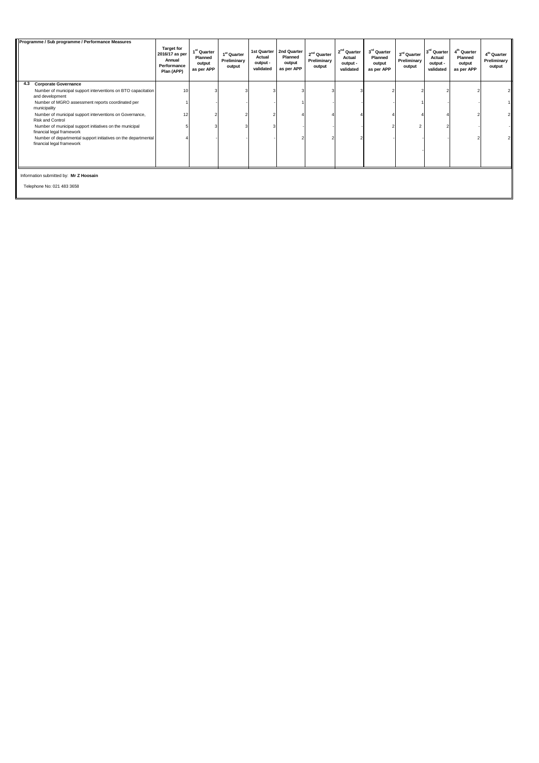| Programme / Sub programme / Performance Measures | Target for 2016/17 as per Annual Performance Plan (APP) | 1st Quarter Planned output as per APP | 1st Quarter Preliminary output | 1st Quarter Actual output - validated | 2nd Quarter Planned output as per APP | 2nd Quarter Preliminary output | 2nd Quarter Actual output - validated | 3rd Quarter Planned output as per APP | 3rd Quarter Preliminary output | 3rd Quarter Actual output - validated | 4th Quarter Planned output as per APP | 4th Quarter Preliminary output |
|---|---|---|---|---|---|---|---|---|---|---|---|---|
| **4.3 Corporate Governance** | | | | | | | | | | | | |
| Number of municipal support interventions on BTO capacitation and development | 10 | 3 | 3 | 3 | 3 | 3 | 3 | 2 | 2 | 2 | 2 | 2 |
| Number of MGRO assessment reports coordinated per municipality | 1 | - | - | - | 1 | - | - | - | 1 | - | - | 1 |
| Number of municipal support interventions on Governance, Risk and Control | 12 | 2 | 2 | 2 | 4 | 4 | 4 | 4 | 4 | 4 | 2 | 2 |
| Number of municipal support initiatives on the municipal financial legal framework | 5 | 3 | 3 | 3 | - | - | - | 2 | 2 | 2 | - | - |
| Number of departmental support initiatives on the departmental financial legal framework | 4 | - | - | - | 2 | 2 | 2 | - | - | - | 2 | 2 |
| | | | | | | | | | - | | | |

Information submitted by: **Mr Z Hoosain**

Telephone No: 021 483 3658